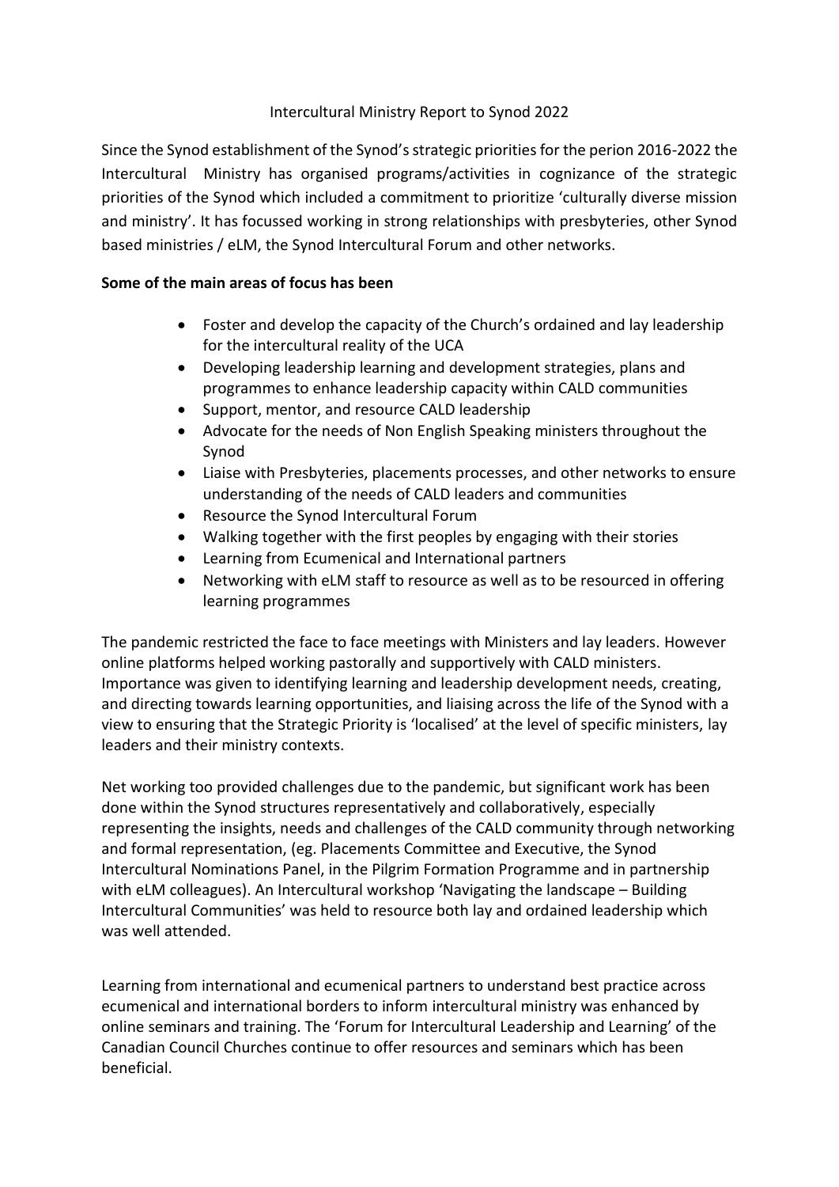Intercultural Ministry Report to Synod 2022

Since the Synod establishment of the Synod's strategic priorities for the perion 2016-2022 the Intercultural Ministry has organised programs/activities in cognizance of the strategic priorities of the Synod which included a commitment to prioritize 'culturally diverse mission and ministry'. It has focussed working in strong relationships with presbyteries, other Synod based ministries / eLM, the Synod Intercultural Forum and other networks.

**Some of the main areas of focus has been**

- Foster and develop the capacity of the Church's ordained and lay leadership for the intercultural reality of the UCA
- Developing leadership learning and development strategies, plans and programmes to enhance leadership capacity within CALD communities
- Support, mentor, and resource CALD leadership
- Advocate for the needs of Non English Speaking ministers throughout the Synod
- Liaise with Presbyteries, placements processes, and other networks to ensure understanding of the needs of CALD leaders and communities
- Resource the Synod Intercultural Forum
- Walking together with the first peoples by engaging with their stories
- Learning from Ecumenical and International partners
- Networking with eLM staff to resource as well as to be resourced in offering learning programmes

The pandemic restricted the face to face meetings with Ministers and lay leaders. However online platforms helped working pastorally and supportively with CALD ministers. Importance was given to identifying learning and leadership development needs, creating, and directing towards learning opportunities, and liaising across the life of the Synod with a view to ensuring that the Strategic Priority is 'localised' at the level of specific ministers, lay leaders and their ministry contexts.

Net working too provided challenges due to the pandemic, but significant work has been done within the Synod structures representatively and collaboratively, especially representing the insights, needs and challenges of the CALD community through networking and formal representation, (eg. Placements Committee and Executive, the Synod Intercultural Nominations Panel, in the Pilgrim Formation Programme and in partnership with eLM colleagues). An Intercultural workshop 'Navigating the landscape – Building Intercultural Communities' was held to resource both lay and ordained leadership which was well attended.

Learning from international and ecumenical partners to understand best practice across ecumenical and international borders to inform intercultural ministry was enhanced by online seminars and training. The 'Forum for Intercultural Leadership and Learning' of the Canadian Council Churches continue to offer resources and seminars which has been beneficial.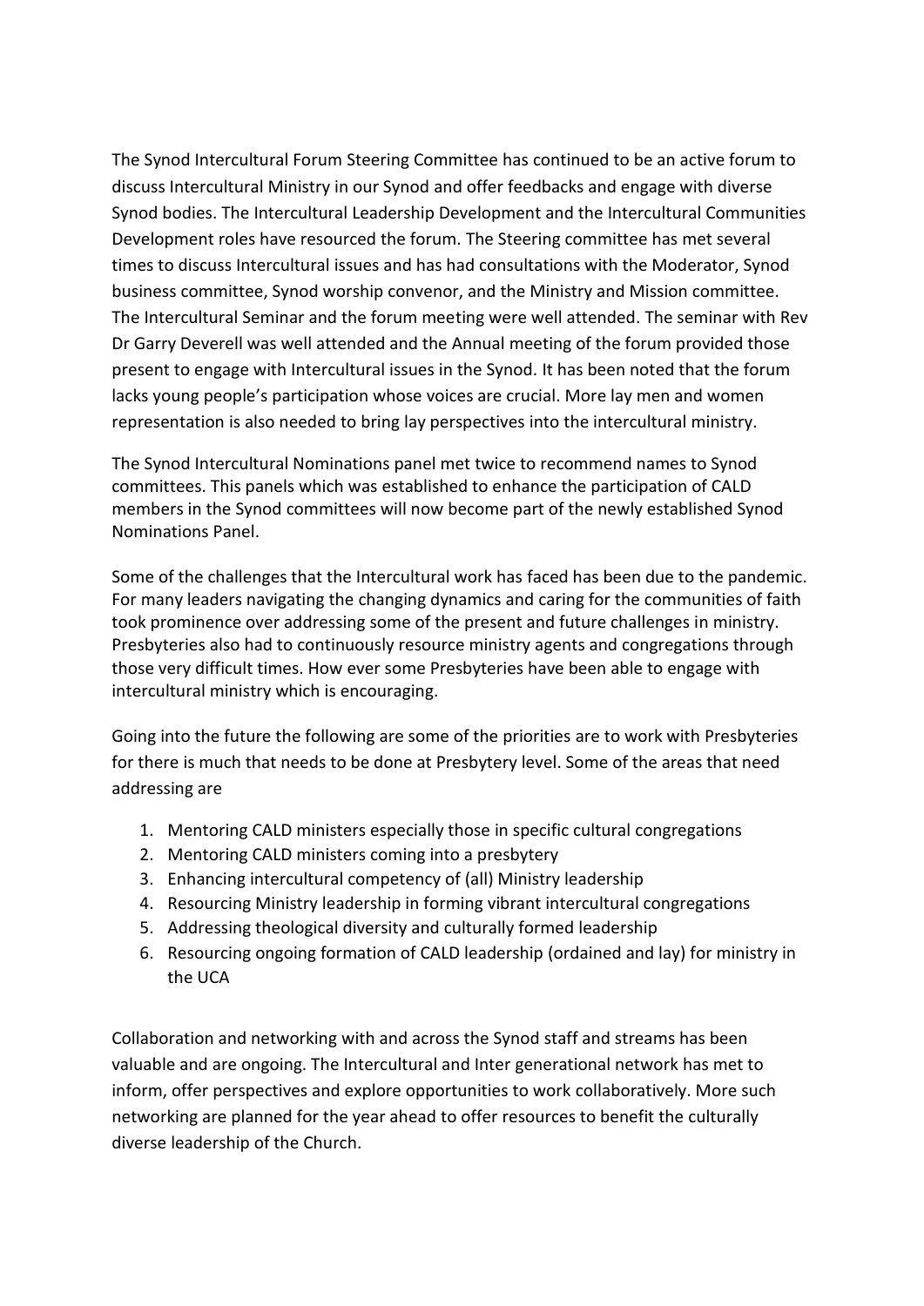The Synod Intercultural Forum Steering Committee has continued to be an active forum to discuss Intercultural Ministry in our Synod and offer feedbacks and engage with diverse Synod bodies. The Intercultural Leadership Development and the Intercultural Communities Development roles have resourced the forum. The Steering committee has met several times to discuss Intercultural issues and has had consultations with the Moderator, Synod business committee, Synod worship convenor, and the Ministry and Mission committee. The Intercultural Seminar and the forum meeting were well attended. The seminar with Rev Dr Garry Deverell was well attended and the Annual meeting of the forum provided those present to engage with Intercultural issues in the Synod. It has been noted that the forum lacks young people's participation whose voices are crucial. More lay men and women representation is also needed to bring lay perspectives into the intercultural ministry.

The Synod Intercultural Nominations panel met twice to recommend names to Synod committees. This panels which was established to enhance the participation of CALD members in the Synod committees will now become part of the newly established Synod Nominations Panel.

Some of the challenges that the Intercultural work has faced has been due to the pandemic. For many leaders navigating the changing dynamics and caring for the communities of faith took prominence over addressing some of the present and future challenges in ministry. Presbyteries also had to continuously resource ministry agents and congregations through those very difficult times. How ever some Presbyteries have been able to engage with intercultural ministry which is encouraging.

Going into the future the following are some of the priorities are to work with Presbyteries for there is much that needs to be done at Presbytery level. Some of the areas that need addressing are

1. Mentoring CALD ministers especially those in specific cultural congregations
2. Mentoring CALD ministers coming into a presbytery
3. Enhancing intercultural competency of (all) Ministry leadership
4. Resourcing Ministry leadership in forming vibrant intercultural congregations
5. Addressing theological diversity and culturally formed leadership
6. Resourcing ongoing formation of CALD leadership (ordained and lay) for ministry in the UCA

Collaboration and networking with and across the Synod staff and streams has been valuable and are ongoing. The Intercultural and Inter generational network has met to inform, offer perspectives and explore opportunities to work collaboratively. More such networking are planned for the year ahead to offer resources to benefit the culturally diverse leadership of the Church.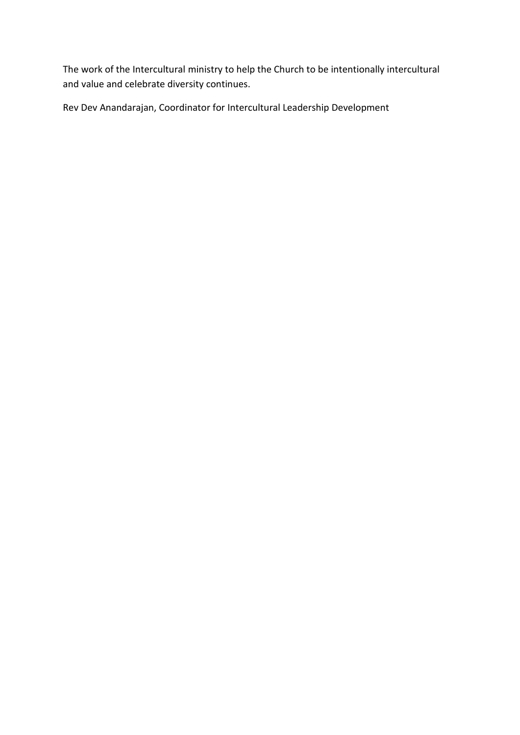The work of the Intercultural ministry to help the Church to be intentionally intercultural and value and celebrate diversity continues.

Rev Dev Anandarajan, Coordinator for Intercultural Leadership Development